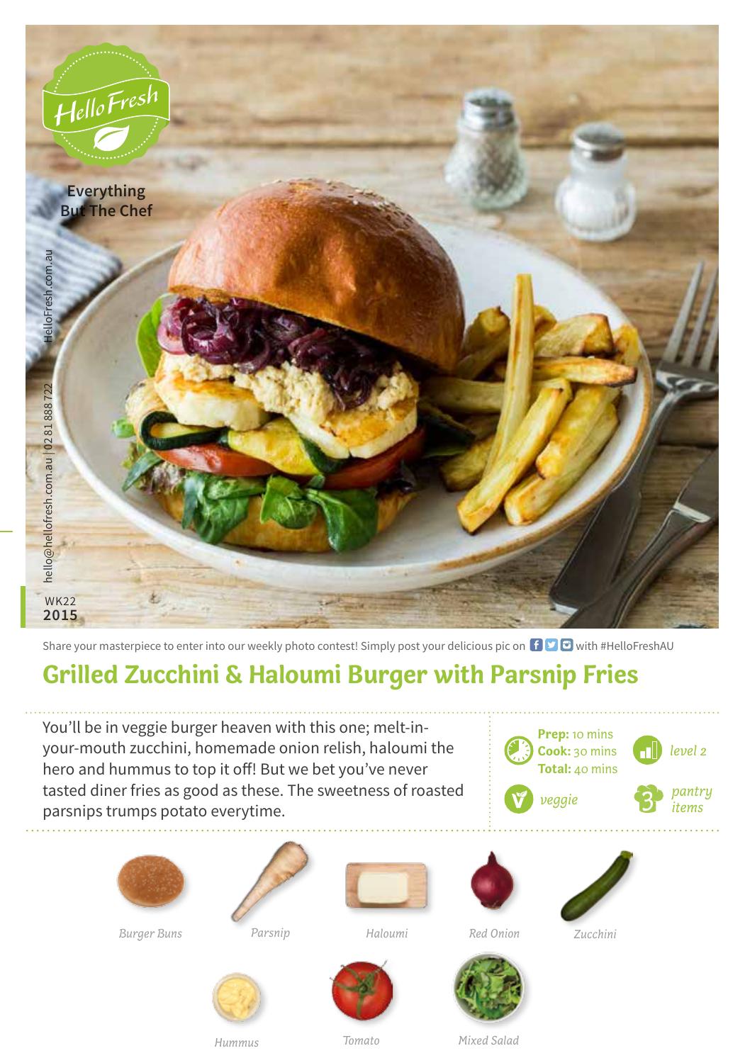HelloFresh

Everything But The Chef

HelloFresh.com.au

hello@hellofresh.com.au | 02 81 888 722

WK22 2015

Share your masterpiece to enter into our weekly photo contest! Simply post your delicious pic on with #HelloFreshAU

# Grilled Zucchini & Haloumi Burger with Parsnip Fries

You'll be in veggie burger heaven with this one; melt-in-your-mouth zucchini, homemade onion relish, haloumi the hero and hummus to top it off! But we bet you've never tasted diner fries as good as these. The sweetness of roasted parsnips trumps potato everytime.

**Prep:** 10 mins
**Cook:** 30 mins
**Total:** 40 mins

*level 2*

*veggie*

3 *pantry items*

*Burger Buns*

*Parsnip*

*Haloumi*

*Red Onion*

*Zucchini*

*Hummus*

*Tomato*

*Mixed Salad*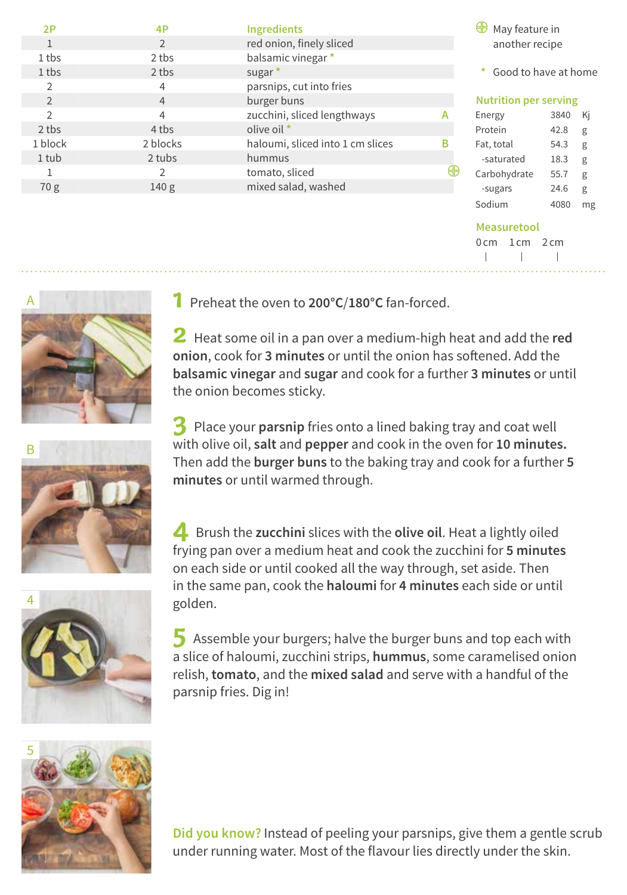| 2P | 4P | Ingredients | |
|---|---|---|---|
| 1 | 2 | red onion, finely sliced | |
| 1 tbs | 2 tbs | balsamic vinegar * | |
| 1 tbs | 2 tbs | sugar * | |
| 2 | 4 | parsnips, cut into fries | |
| 2 | 4 | burger buns | |
| 2 | 4 | zucchini, sliced lengthways | A |
| 2 tbs | 4 tbs | olive oil * | |
| 1 block | 2 blocks | haloumi, sliced into 1 cm slices | B |
| 1 tub | 2 tubs | hummus | |
| 1 | 2 | tomato, sliced | ⊕ |
| 70 g | 140 g | mixed salad, washed | |

⊕ May feature in another recipe

\* Good to have at home

**Nutrition per serving**

| | | |
|---|---|---|
| Energy | 3840 | Kj |
| Protein | 42.8 | g |
| Fat, total | 54.3 | g |
| -saturated | 18.3 | g |
| Carbohydrate | 55.7 | g |
| -sugars | 24.6 | g |
| Sodium | 4080 | mg |

**Measuretool**

0 cm 1 cm 2 cm

A

B

4

5

**1** Preheat the oven to **200°C/180°C** fan-forced.

**2** Heat some oil in a pan over a medium-high heat and add the **red onion**, cook for **3 minutes** or until the onion has softened. Add the **balsamic vinegar** and **sugar** and cook for a further **3 minutes** or until the onion becomes sticky.

**3** Place your **parsnip** fries onto a lined baking tray and coat well with olive oil, **salt** and **pepper** and cook in the oven for **10 minutes.** Then add the **burger buns** to the baking tray and cook for a further **5 minutes** or until warmed through.

**4** Brush the **zucchini** slices with the **olive oil**. Heat a lightly oiled frying pan over a medium heat and cook the zucchini for **5 minutes** on each side or until cooked all the way through, set aside. Then in the same pan, cook the **haloumi** for **4 minutes** each side or until golden.

**5** Assemble your burgers; halve the burger buns and top each with a slice of haloumi, zucchini strips, **hummus**, some caramelised onion relish, **tomato**, and the **mixed salad** and serve with a handful of the parsnip fries. Dig in!

**Did you know?** Instead of peeling your parsnips, give them a gentle scrub under running water. Most of the flavour lies directly under the skin.